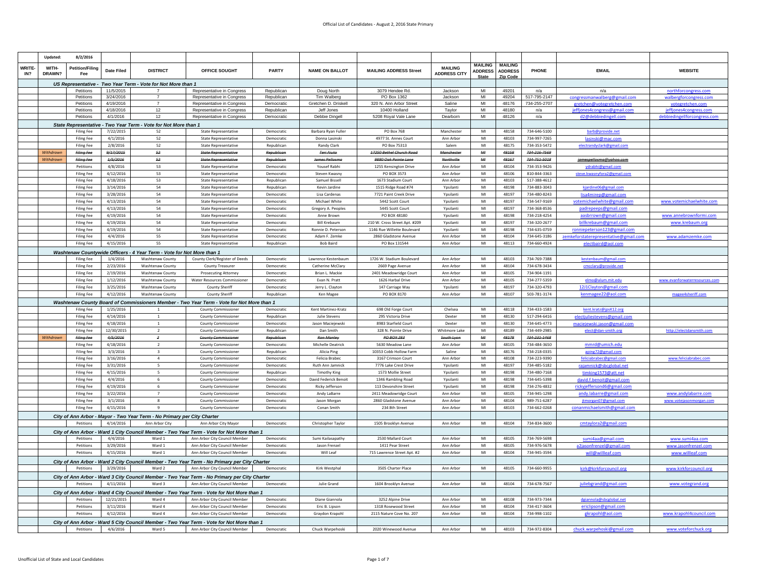# Official List of Candidates - August 2, 2016 State Primary

| Updated: | 8/2/2016 | | | | | | | | | | | | |
|---|---|---|---|---|---|---|---|---|---|---|---|---|---|
| WRITE-IN? | WITH-DRAWN? | Petition/Filing Fee | Date Filed | DISTRICT | OFFICE SOUGHT | PARTY | NAME ON BALLOT | MAILING ADDRESS Street | MAILING ADDRESS CITY | MAILING ADDRESS State | MAILING ADDRESS Zip Code | PHONE | EMAIL | WEBSITE |
| **US Representative - Two Year Term - Vote for Not More than 1** | | | | | | | | | | | | | | |
| | | Petitions | 11/5/2015 | 7 | Representative in Congress | Republican | Doug North | 3079 Hendee Rd. | Jackson | MI | 49201 | n/a | n/a | northforcongress.com |
| | | Petitions | 3/24/2016 | 7 | Representative in Congress | Republican | Tim Walberg | PO Box 1362 | Jackson | MI | 49204 | 517-795-2147 | congressmanwalberg@gmail.com | walbergforcongress.com |
| | | Petitions | 4/19/2016 | 7 | Representative in Congress | Democratic | Gretchen D. Driskell | 320 N. Ann Arbor Street | Saline | MI | 48176 | 734-255-2707 | gretchen@votegretchen.com | votegretchen.com |
| | | Petitions | 4/18/2016 | 12 | Representative in Congress | Republican | Jeff Jones | 10400 Holland | Taylor | MI | 48180 | n/a | jeffjones4congress@gmail.com | jeffjones4congress.com |
| | | Petitions | 4/1/2016 | 12 | Representative in Congress | Democratic | Debbie Dingell | 5208 Royal Vale Lane | Dearborn | MI | 48126 | n/a | d2@debbiedingell.com | debbiedingellforcongress.com |
| **State Representative - Two Year Term - Vote for Not More than 1** | | | | | | | | | | | | | | |
| | | Filing Fee | 7/22/2015 | 52 | State Representative | Democratic | Barbara Ryan Fuller | PO Box 768 | Manchester | MI | 48158 | 734-646-5100 | barb@provide.net | |
| | | Filing Fee | 4/1/2016 | 52 | State Representative | Democratic | Donna Lasinski | 4977 St. Annes Court | Ann Arbor | MI | 48103 | 734-997-7265 | lasinski@mac.com | |
| | | Filing Fee | 2/8/2016 | 52 | State Representative | Republican | Randy Clark | PO Box 75313 | Salem | MI | 48175 | 734-353-5472 | electrandyclark@gmail.com | |
| | Withdrawn | ~~Filing Fee~~ | ~~9/17/2015~~ | ~~52~~ | ~~State Representative~~ | ~~Republican~~ | ~~Teri Aiuto~~ | ~~17250 Bethel Church Road~~ | ~~Manchester~~ | ~~MI~~ | ~~48158~~ | ~~734-216-7569~~ | | |
| | Withdrawn | ~~Filing Fee~~ | ~~1/5/2016~~ | ~~52~~ | ~~State Representative~~ | ~~Republican~~ | ~~James Pellosma~~ | ~~9880 Oak Pointe Lane~~ | ~~Northville~~ | ~~MI~~ | ~~48167~~ | ~~734-751-5018~~ | ~~jamespellosma@yahoo.com~~ | |
| | | Petitions | 4/8/2016 | 53 | State Representative | Democratic | Yousef Rabhi | 1255 Kensington Drive | Ann Arbor | MI | 48104 | 734-353-9426 | ydrabhi@gmail.com | |
| | | Filing Fee | 4/12/2016 | 53 | State Representative | Democratic | Steven Kwasny | PO BOX 3573 | Ann Arbor | MI | 48106 | 810-844-3363 | steve.kwasnyfora2@gmail.com | |
| | | Filing Fee | 4/18/2016 | 53 | State Representative | Republican | Samuel Bissell | 1673 Stadium Court | Ann Arbor | MI | 48103 | 517-388-4612 | | |
| | | Filing Fee | 3/14/2016 | 54 | State Representative | Republican | Kevin Jardine | 1515 Ridge Road #74 | Ypsilanti | MI | 48198 | 734-883-3043 | kjardine06@gmail.com | |
| | | Filing Fee | 3/28/2016 | 54 | State Representative | Democratic | Lisa Cardenas | 7721 Paint Creek Drive | Ypsilanti | MI | 48197 | 734-480-8243 | lisa4mirep@gmail.com | |
| | | Filing Fee | 4/13/2016 | 54 | State Representative | Democratic | Michael White | 5442 Scott Court | Ypsilanti | MI | 48197 | 734-547-9169 | votemichaelwhite@gmail.com | www.votemichaelwhite.com |
| | | Filing Fee | 4/13/2016 | 54 | State Representative | Democratic | Gregory A. Peoples | 5445 Scott Court | Ypsilanti | MI | 48197 | 734-368-8536 | padrepeeps@gmail.com | |
| | | Filing Fee | 4/19/2016 | 54 | State Representative | Democratic | Anne Brown | PO BOX 48180 | Ypsilanti | MI | 48198 | 734-218-4254 | aasbrown@gmail.com | www.annebrownformi.com |
| | | Filing Fee | 4/19/2016 | 54 | State Representative | Democratic | Bill Krebaum | 210 W. Cross Street Apt. #209 | Ypsilanti | MI | 48197 | 734-320-2677 | billkrebaum@gmail.com | www.krebaum.org |
| | | Filing Fee | 4/19/2016 | 54 | State Representative | Democratic | Ronnie D. Peterson | 1146 Rue Willette Boulevard | Ypsilanti | MI | 48198 | 734-635-0759 | ronniepeterson123@gmail.com | |
| | | Filing Fee | 4/4/2016 | 55 | State Representative | Democratic | Adam F. Zemke | 2860 Gladstone Avenue | Ann Arbor | MI | 48104 | 734-645-3186 | zemkeforstaterepresentative@gmail.com | www.adamzemke.com |
| | | Filing Fee | 4/15/2016 | 55 | State Representative | Republican | Bob Baird | PO Box 131544 | Ann Arbor | MI | 48113 | 734-660-4924 | electbaird@aol.com | |
| **Washtenaw Countywide Officers - 4 Year Term - Vote for Not More than 1** | | | | | | | | | | | | | | |
| | | Filing Fee | 1/4/2016 | Washtenaw County | County Clerk/Register of Deeds | Democratic | Lawrence Kestenbaum | 1726 W. Stadium Boulevard | Ann Arbor | MI | 48103 | 734-769-7388 | kestenbaum@gmail.com | |
| | | Filing Fee | 2/23/2016 | Washtenaw County | County Treasurer | Democratic | Catherine McClary | 2669 Page Avenue | Ann Arbor | MI | 48104 | 734-678-3434 | cmcclary@provide.net | |
| | | Filing Fee | 2/19/2016 | Washtenaw County | Prosecuting Attorney | Democratic | Brian L. Mackie | 2401 Meadowridge Court | Ann Arbor | MI | 48105 | 734-904-1191 | | |
| | | Filing Fee | 1/12/2016 | Washtenaw County | Water Resources Commissioner | Democratic | Evan N. Pratt | 1626 Harbal Drive | Ann Arbor | MI | 48105 | 734-277-5359 | elmo@alum.mit.edu | www.evanforwaterresources.com |
| | | Filing Fee | 3/25/2016 | Washtenaw County | County Sheriff | Democratic | Jerry L. Clayton | 147 Carriage Way | Ypsilanti | MI | 48197 | 734-320-4793 | 12J1Clayton@gmail.com | |
| | | Filing Fee | 4/12/2016 | Washtenaw County | County Sheriff | Republican | Ken Magee | PO BOX 8170 | Ann Arbor | MI | 48107 | 503-781-3174 | kenmagee22@aol.com | magee4sheriff.com |
| **Washtenaw County Board of Commissioners Member - Two Year Term - Vote for Not More than 1** | | | | | | | | | | | | | | |
| | | Filing Fee | 1/25/2016 | 1 | County Commissioner | Democratic | Kent Martinez-Kratz | 698 Old Forge Court | Chelsea | MI | 48118 | 734-433-1583 | kent.kratz@jpsK12.org | |
| | | Filing Fee | 4/14/2016 | 1 | County Commissioner | Republican | Julie Stevens | 295 Victoria Drive | Dexter | MI | 48130 | 517-294-6416 | electjuliestevens@gmail.com | |
| | | Filing Fee | 4/18/2016 | 1 | County Commissioner | Democratic | Jason Maciejewski | 8983 Starfield Court | Dexter | MI | 48130 | 734-645-4773 | maciejewski.jason@gmail.com | |
| | | Filing Fee | 12/30/2015 | 2 | County Commissioner | Republican | Dan Smith | 328 N. Pointe Drive | Whitmore Lake | MI | 48189 | 734-449-2985 | elect@dan-smith.org | http://electdansmith.com |
| | Withdrawn | ~~Filing Fee~~ | ~~4/5/2016~~ | ~~2~~ | ~~County Commissioner~~ | ~~Republican~~ | ~~Ron Manley~~ | ~~PO BOX 283~~ | ~~South Lyon~~ | ~~MI~~ | ~~48178~~ | ~~734-231-1468~~ | | |
| | | Filing Fee | 4/18/2016 | 2 | County Commissioner | Democratic | Michelle Deatrick | 5630 Meadow Lane | Ann Arbor | MI | 48105 | 734-484-3650 | mmrd@umich.edu | |
| | | Filing fee | 3/3/2016 | 3 | County Commissioner | Republican | Alicia Ping | 10353 Cobb Hollow Farm | Saline | MI | 48176 | 734-218-0335 | aping72@gmail.com | |
| | | Filing Fee | 3/16/2016 | 4 | County Commissioner | Democratic | Felicia Brabec | 3167 Crimson Court | Ann Arbor | MI | 48108 | 734-223-9390 | feliciabrabec@gmail.com | www.feliciabrabec.com |
| | | Filing Fee | 3/31/2016 | 5 | County Commissioner | Democratic | Ruth Ann Jamnick | 7776 Lake Crest Drive | Ypsilanti | MI | 48197 | 734-485-5182 | rajamnick@sbcglobal.net | |
| | | Filing Fee | 4/15/2016 | 5 | County Commissioner | Republican | Timothy King | 1573 Mollie Street | Ypsilanti | MI | 48198 | 734-480-7168 | timking1573@att.net | |
| | | Filing Fee | 4/4/2016 | 6 | County Commissioner | Democratic | David Federick Benoit | 1346 Rambling Road | Ypsilanti | MI | 48198 | 734-645-5398 | david.f.benoit@gmail.com | |
| | | Filing Fee | 4/19/2016 | 6 | County Commissioner | Democratic | Ricky Jefferson | 113 Devonshire Street | Ypsilanti | MI | 48198 | 734-276-4832 | rickyjefferson6@gmail.com | |
| | | Filing Fee | 3/22/2016 | 7 | County Commissioner | Democratic | Andy LaBarre | 2411 Meadowridge Court | Ann Arbor | MI | 48105 | 734-945-1298 | andy.labarre@gmail.com | www.andylabarre.com |
| | | Filing Fee | 3/1/2016 | 8 | County Commissioner | Democratic | Jason Morgan | 2860 Gladstone Avenue | Ann Arbor | MI | 48104 | 989-751-6287 | jtmorgan07@gmail.com | www.votejasonmorgan.com |
| | | Filing Fee | 4/15/2016 | 9 | County Commissioner | Democratic | Conan Smith | 234 8th Street | Ann Arbor | MI | 48103 | 734-662-0268 | conanmichaelsmith@gmail.com | |
| **City of Ann Arbor - Mayor - Two Year Term - No Primary per City Charter** | | | | | | | | | | | | | | |
| | | Petitions | 4/14/2016 | Ann Arbor City | Ann Arbor City Mayor | Democratic | Christopher Taylor | 1505 Brooklyn Avenue | Ann Arbor | MI | 48104 | 734-834-3600 | cmtaylora2@gmail.com | |
| **City of Ann Arbor - Ward 1 City Council Member - Two Year Term - Vote for Not More than 1** | | | | | | | | | | | | | | |
| | | Petitions | 4/4/2016 | Ward 1 | Ann Arbor City Council Member | Democratic | Sumi Kailasapathy | 2530 Mallard Court | Ann Arbor | MI | 48105 | 734-769-5698 | sumi4aa@gmail.com | www.sumi4aa.com |
| | | Petitions | 3/29/2016 | Ward 1 | Ann Arbor City Council Member | Democratic | Jason Frenzel | 1411 Pear Street | Ann Arbor | MI | 48105 | 734-976-5678 | a2jasonfrenzel@gmail.com | www.jasonfrenzel.com |
| | | Petitions | 4/15/2016 | Ward 1 | Ann Arbor City Council Member | Democratic | Will Leaf | 715 Lawrence Street Apt. #2 | Ann Arbor | MI | 48104 | 734-945-3594 | will@willleaf.com | www.willleaf.com |
| **City of Ann Arbor - Ward 2 City Council Member - Two Year Term - No Primary per City Charter** | | | | | | | | | | | | | | |
| | | Petitions | 3/29/2016 | Ward 2 | Ann Arbor City Council Member | Democratic | Kirk Westphal | 3505 Charter Place | Ann Arbor | MI | 48105 | 734-660-9955 | kirk@kirkforcouncil.org | www.kirkforcouncil.org |
| **City of Ann Arbor - Ward 3 City Council Member - Two Year Term - No Primary per City Charter** | | | | | | | | | | | | | | |
| | | Petitions | 4/11/2016 | Ward 3 | Ann Arbor City Council Member | Democratic | Julie Grand | 1604 Brooklyn Avenue | Ann Arbor | MI | 48104 | 734-678-7567 | juliebgrand@gmail.com | www.votegrand.org |
| **City of Ann Arbor - Ward 4 City Council Member - Two Year Term - Vote for Not More than 1** | | | | | | | | | | | | | | |
| | | Petitions | 12/21/2015 | Ward 4 | Ann Arbor City Council Member | Democratic | Diane Giannola | 3252 Alpine Drive | Ann Arbor | MI | 48108 | 734-973-7344 | dgiannola@sbcglobal.net | |
| | | Petitions | 3/11/2016 | Ward 4 | Ann Arbor City Council Member | Democratic | Eric B. Lipson | 1318 Rosewood Street | Ann Arbor | MI | 48104 | 734-417-3604 | ericlipson@gmail.com | |
| | | Petitions | 4/12/2016 | Ward 4 | Ann Arbor City Council Member | Democratic | Graydon Krapohl | 2115 Nature Cove No. 207 | Ann Arbor | MI | 48104 | 734-998-1102 | gkrapohl@aol.com | www.krapohl4council.com |
| **City of Ann Arbor - Ward 5 City Council Member - Two Year Term - Vote for Not More than 1** | | | | | | | | | | | | | | |
| | | Petitions | 4/6/2016 | Ward 5 | Ann Arbor City Council Member | Democratic | Chuck Warpehoski | 2020 Winewood Avenue | Ann Arbor | MI | 48103 | 734-972-8304 | chuck.warpehoski@gmail.com | www.voteforchuck.org |

Unofficial List of State and Local Candidates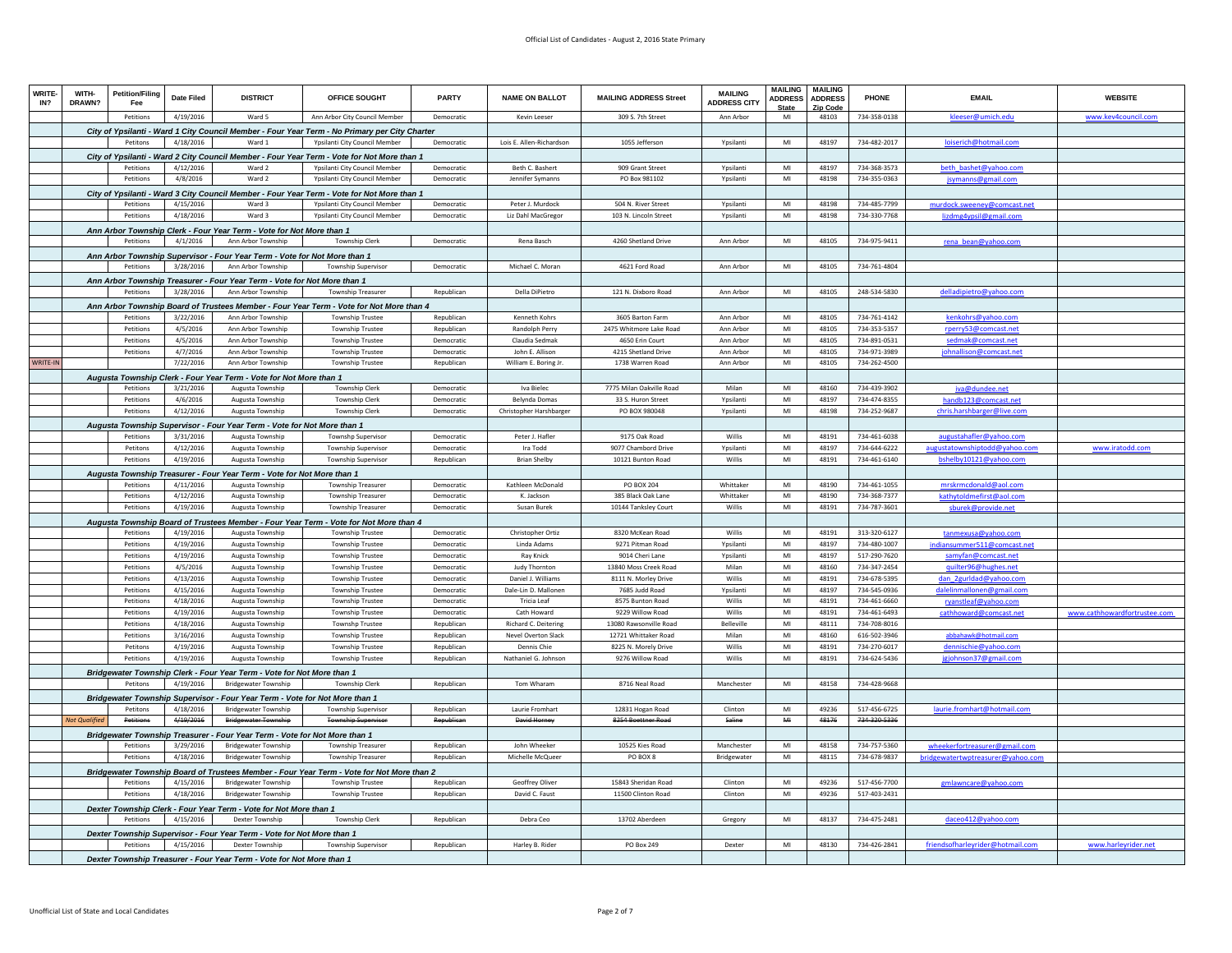Official List of Candidates - August 2, 2016 State Primary

| WRITE-IN? | WITH-DRAWN? | Petition/Filing Fee | Date Filed | DISTRICT | OFFICE SOUGHT | PARTY | NAME ON BALLOT | MAILING ADDRESS Street | MAILING ADDRESS CITY | MAILING ADDRESS State | MAILING ADDRESS Zip Code | PHONE | EMAIL | WEBSITE |
|---|---|---|---|---|---|---|---|---|---|---|---|---|---|---|
| | | Petitions | 4/19/2016 | Ward 5 | Ann Arbor City Council Member | Democratic | Kevin Leeser | 309 S. 7th Street | Ann Arbor | MI | 48103 | 734-358-0138 | kleeser@umich.edu | www.kev4council.com |
| | | ***City of Ypsilanti - Ward 1 City Council Member - Four Year Term - No Primary per City Charter*** | | | | | | | | | | | | |
| | | Petitions | 4/18/2016 | Ward 1 | Ypsilanti City Council Member | Democratic | Lois E. Allen-Richardson | 1055 Jefferson | Ypsilanti | MI | 48197 | 734-482-2017 | loiserich@hotmail.com | |
| | | ***City of Ypsilanti - Ward 2 City Council Member - Four Year Term - Vote for Not More than 1*** | | | | | | | | | | | | |
| | | Petitions | 4/12/2016 | Ward 2 | Ypsilanti City Council Member | Democratic | Beth C. Bashert | 909 Grant Street | Ypsilanti | MI | 48197 | 734-368-3573 | beth_bashet@yahoo.com | |
| | | Petitions | 4/8/2016 | Ward 2 | Ypsilanti City Council Member | Democratic | Jennifer Symanns | PO Box 981102 | Ypsilanti | MI | 48198 | 734-355-0363 | jsymanns@gmail.com | |
| | | ***City of Ypsilanti - Ward 3 City Council Member - Four Year Term - Vote for Not More than 1*** | | | | | | | | | | | | |
| | | Petitions | 4/15/2016 | Ward 3 | Ypsilanti City Council Member | Democratic | Peter J. Murdock | 504 N. River Street | Ypsilanti | MI | 48198 | 734-485-7799 | murdock.sweeney@comcast.net | |
| | | Petitions | 4/18/2016 | Ward 3 | Ypsilanti City Council Member | Democratic | Liz Dahl MacGregor | 103 N. Lincoln Street | Ypsilanti | MI | 48198 | 734-330-7768 | lizdmg4ypsil@gmail.com | |
| | | ***Ann Arbor Township Clerk - Four Year Term - Vote for Not More than 1*** | | | | | | | | | | | | |
| | | Petitions | 4/1/2016 | Ann Arbor Township | Township Clerk | Democratic | Rena Basch | 4260 Shetland Drive | Ann Arbor | MI | 48105 | 734-975-9411 | rena_bean@yahoo.com | |
| | | ***Ann Arbor Township Supervisor - Four Year Term - Vote for Not More than 1*** | | | | | | | | | | | | |
| | | Petitions | 3/28/2016 | Ann Arbor Township | Township Supervisor | Democratic | Michael C. Moran | 4621 Ford Road | Ann Arbor | MI | 48105 | 734-761-4804 | | |
| | | ***Ann Arbor Township Treasurer - Four Year Term - Vote for Not More than 1*** | | | | | | | | | | | | |
| | | Petitions | 3/28/2016 | Ann Arbor Township | Township Treasurer | Republican | Della DiPietro | 121 N. Dixboro Road | Ann Arbor | MI | 48105 | 248-534-5830 | delladipietro@yahoo.com | |
| | | ***Ann Arbor Township Board of Trustees Member - Four Year Term - Vote for Not More than 4*** | | | | | | | | | | | | |
| | | Petitions | 3/22/2016 | Ann Arbor Township | Township Trustee | Republican | Kenneth Kohrs | 3605 Barton Farm | Ann Arbor | MI | 48105 | 734-761-4142 | kenkohrs@yahoo.com | |
| | | Petitions | 4/5/2016 | Ann Arbor Township | Township Trustee | Republican | Randolph Perry | 2475 Whitmore Lake Road | Ann Arbor | MI | 48105 | 734-353-5357 | rperry53@comcast.net | |
| | | Petitions | 4/5/2016 | Ann Arbor Township | Township Trustee | Democratic | Claudia Sedmak | 4650 Erin Court | Ann Arbor | MI | 48105 | 734-891-0531 | sedmak@comcast.net | |
| | | Petitions | 4/7/2016 | Ann Arbor Township | Township Trustee | Democratic | John E. Allison | 4215 Shetland Drive | Ann Arbor | MI | 48105 | 734-971-3989 | johnallison@comcast.net | |
| WRITE-IN | | | 7/22/2016 | Ann Arbor Township | Township Trustee | Republican | William E. Boring Jr. | 1738 Warren Road | Ann Arbor | MI | 48105 | 734-262-4500 | | |
| | | ***Augusta Township Clerk - Four Year Term - Vote for Not More than 1*** | | | | | | | | | | | | |
| | | Petitions | 3/21/2016 | Augusta Township | Township Clerk | Democratic | Iva Bielec | 7775 Milan Oakville Road | Milan | MI | 48160 | 734-439-3902 | iva@dundee.net | |
| | | Petitions | 4/6/2016 | Augusta Township | Township Clerk | Democratic | Belynda Domas | 33 S. Huron Street | Ypsilanti | MI | 48197 | 734-474-8355 | handb123@comcast.net | |
| | | Petitions | 4/12/2016 | Augusta Township | Township Clerk | Democratic | Christopher Harshbarger | PO BOX 980048 | Ypsilanti | MI | 48198 | 734-252-9687 | chris.harshbarger@live.com | |
| | | ***Augusta Township Supervisor - Four Year Term - Vote for Not More than 1*** | | | | | | | | | | | | |
| | | Petitions | 3/31/2016 | Augusta Township | Townshp Supervisor | Democratic | Peter J. Hafler | 9175 Oak Road | Willis | MI | 48191 | 734-461-6038 | augustahafler@yahoo.com | |
| | | Petitons | 4/12/2016 | Augusta Township | Township Supervisor | Democratic | Ira Todd | 9077 Chambord Drive | Ypsilanti | MI | 48197 | 734-644-6222 | augustatownshiptodd@yahoo.com | www.iratodd.com |
| | | Petitions | 4/19/2016 | Augusta Township | Township Supervisor | Republican | Brian Shelby | 10121 Bunton Road | Willis | MI | 48191 | 734-461-6140 | bshelby10121@yahoo.com | |
| | | ***Augusta Township Treasurer - Four Year Term - Vote for Not More than 1*** | | | | | | | | | | | | |
| | | Petitions | 4/11/2016 | Augusta Township | Township Treasurer | Democratic | Kathleen McDonald | PO BOX 204 | Whittaker | MI | 48190 | 734-461-1055 | mrskrmcdonald@aol.com | |
| | | Petitions | 4/12/2016 | Augusta Township | Township Treasurer | Democratic | K. Jackson | 385 Black Oak Lane | Whittaker | MI | 48190 | 734-368-7377 | kathytoldmefirst@aol.com | |
| | | Petitions | 4/19/2016 | Augusta Township | Township Treasurer | Democratic | Susan Burek | 10144 Tanksley Court | Willis | MI | 48191 | 734-787-3601 | sburek@provide.net | |
| | | ***Augusta Township Board of Trustees Member - Four Year Term - Vote for Not More than 4*** | | | | | | | | | | | | |
| | | Petitions | 4/19/2016 | Augusta Township | Township Trustee | Democratic | Christopher Ortiz | 8320 McKean Road | Willis | MI | 48191 | 313-320-6127 | tanmexusa@yahoo.com | |
| | | Petitions | 4/19/2016 | Augusta Township | Township Trustee | Democratic | Linda Adams | 9271 Pitman Road | Ypsilanti | MI | 48197 | 734-480-1007 | indiansummer511@comcast.net | |
| | | Petitions | 4/19/2016 | Augusta Township | Township Trustee | Democratic | Ray Knick | 9014 Cheri Lane | Ypsilanti | MI | 48197 | 517-290-7620 | samyfan@comcast.net | |
| | | Petitions | 4/5/2016 | Augusta Township | Township Trustee | Democratic | Judy Thornton | 13840 Moss Creek Road | Milan | MI | 48160 | 734-347-2454 | quilter96@hughes.net | |
| | | Petitions | 4/13/2016 | Augusta Township | Township Trustee | Democratic | Daniel J. Williams | 8111 N. Morley Drive | Willis | MI | 48191 | 734-678-5395 | dan_2gurldad@yahoo.com | |
| | | Petitions | 4/15/2016 | Augusta Township | Township Trustee | Democratic | Dale-Lin D. Mallonen | 7685 Judd Road | Ypsilanti | MI | 48197 | 734-545-0936 | dalelinmallonen@gmail.com | |
| | | Petitions | 4/18/2016 | Augusta Township | Township Trustee | Democratic | Tricia Leaf | 8575 Bunton Road | Willis | MI | 48191 | 734-461-6660 | ryanstleaf@yahoo.com | |
| | | Petitions | 4/19/2016 | Augusta Township | Township Trustee | Democratic | Cath Howard | 9229 Willow Road | Willis | MI | 48191 | 734-461-6493 | cathhoward@comcast.net | www.cathhowardfortrustee.com |
| | | Petitions | 4/18/2016 | Augusta Township | Townshp Trustee | Republican | Richard C. Deitering | 13080 Rawsonville Road | Belleville | MI | 48111 | 734-708-8016 | | |
| | | Petitions | 3/16/2016 | Augusta Township | Township Trustee | Republican | Nevel Overton Slack | 12721 Whittaker Road | Milan | MI | 48160 | 616-502-3946 | abbahawk@hotmail.com | |
| | | Petitons | 4/19/2016 | Augusta Township | Township Trustee | Republican | Dennis Chie | 8225 N. Morely Drive | Willis | MI | 48191 | 734-270-6017 | dennischie@yahoo.com | |
| | | Petitions | 4/19/2016 | Augusta Township | Township Trustee | Republican | Nathaniel G. Johnson | 9276 Willow Road | Willis | MI | 48191 | 734-624-5436 | jgjohnson37@gmail.com | |
| | | ***Bridgewater Township Clerk - Four Year Term - Vote for Not More than 1*** | | | | | | | | | | | | |
| | | Petitons | 4/19/2016 | Bridgewater Township | Township Clerk | Republican | Tom Wharam | 8716 Neal Road | Manchester | MI | 48158 | 734-428-9668 | | |
| | | ***Bridgewater Township Supervisor - Four Year Term - Vote for Not More than 1*** | | | | | | | | | | | | |
| | | Petitons | 4/18/2016 | Bridgewater Township | Township Supervisor | Republican | Laurie Fromhart | 12831 Hogan Road | Clinton | MI | 49236 | 517-456-6725 | laurie.fromhart@hotmail.com | |
| | *Not Qualified* | ~~Petitions~~ | ~~4/19/2016~~ | ~~Bridgewater Township~~ | ~~Township Supervisor~~ | ~~Republican~~ | ~~David Horney~~ | ~~8254 Boettner Road~~ | ~~Saline~~ | ~~MI~~ | ~~48176~~ | ~~734-320-5336~~ | | |
| | | ***Bridgewater Township Treasurer - Four Year Term - Vote for Not More than 1*** | | | | | | | | | | | | |
| | | Petitions | 3/29/2016 | Bridgewater Township | Township Treasurer | Republican | John Wheeker | 10525 Kies Road | Manchester | MI | 48158 | 734-757-5360 | wheekerfortreasurer@gmail.com | |
| | | Petitions | 4/18/2016 | Bridgewater Township | Township Treasurer | Republican | Michelle McQueer | PO BOX 8 | Bridgewater | MI | 48115 | 734-678-9837 | bridgewatertwptreasurer@yahoo.com | |
| | | ***Bridgewater Township Board of Trustees Member - Four Year Term - Vote for Not More than 2*** | | | | | | | | | | | | |
| | | Petitions | 4/15/2016 | Bridgewater Township | Township Trustee | Republican | Geoffrey Oliver | 15843 Sheridan Road | Clinton | MI | 49236 | 517-456-7700 | gmlawncare@yahoo.com | |
| | | Petitions | 4/18/2016 | Bridgewater Township | Township Trustee | Republican | David C. Faust | 11500 Clinton Road | Clinton | MI | 49236 | 517-403-2431 | | |
| | | ***Dexter Township Clerk - Four Year Term - Vote for Not More than 1*** | | | | | | | | | | | | |
| | | Petitions | 4/15/2016 | Dexter Township | Township Clerk | Republican | Debra Ceo | 13702 Aberdeen | Gregory | MI | 48137 | 734-475-2481 | daceo412@yahoo.com | |
| | | ***Dexter Township Supervisor - Four Year Term - Vote for Not More than 1*** | | | | | | | | | | | | |
| | | Petitions | 4/15/2016 | Dexter Township | Township Supervisor | Republican | Harley B. Rider | PO Box 249 | Dexter | MI | 48130 | 734-426-2841 | friendsofharleyrider@hotmail.com | www.harleyrider.net |
| | | ***Dexter Township Treasurer - Four Year Term - Vote for Not More than 1*** | | | | | | | | | | | | |

Unofficial List of State and Local Candidates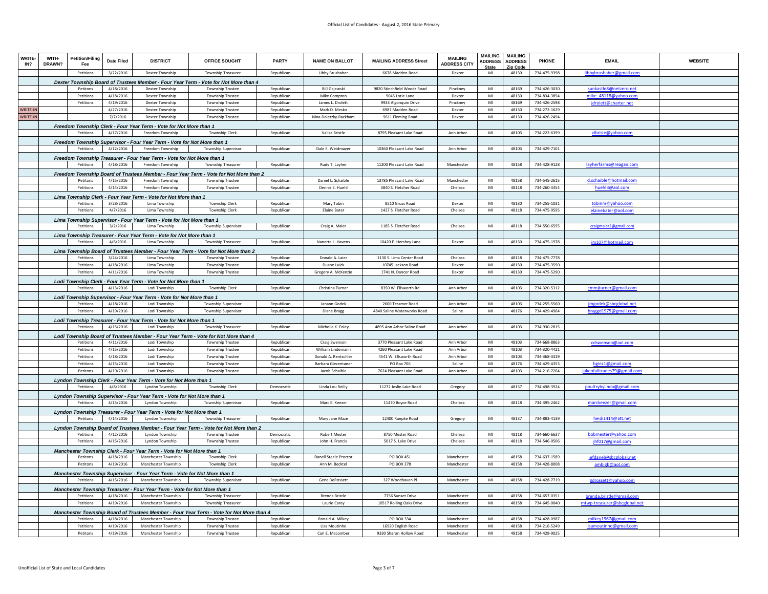# Official List of Candidates - August 2, 2016 State Primary

| WRITE-IN? | WITH-DRAWN? | Petition/Filing Fee | Date Filed | DISTRICT | OFFICE SOUGHT | PARTY | NAME ON BALLOT | MAILING ADDRESS Street | MAILING ADDRESS CITY | MAILING ADDRESS State | MAILING ADDRESS Zip Code | PHONE | EMAIL | WEBSITE |
|---|---|---|---|---|---|---|---|---|---|---|---|---|---|---|
| | | Petitions | 3/22/2016 | Dexter Township | Township Treasurer | Republican | Libby Brushaber | 6678 Madden Road | Dexter | MI | 48130 | 734-475-9398 | libbybrushaber@gmail.com | |
| *Dexter Township Board of Trustees Member - Four Year Term - Vote for Not More than 4* | | | | | | | | | | | | | | |
| | | Petitons | 4/18/2016 | Dexter Township | Township Trustee | Republican | Bill Gajewski | 9820 Stinchfield Woods Road | Pinckney | MI | 48169 | 734-426-3030 | sunkastle8@netzero.net | |
| | | Petitions | 4/18/2016 | Dexter Township | Township Trustee | Republican | Mike Compton | 9045 Lotie Lane | Dexter | MI | 48130 | 734-834-3854 | mike_48118@yahoo.com | |
| | | Petitions | 4/19/2016 | Dexter Township | Township Trustee | Republican | James L. Drolett | 9933 Algonquin Drive | Pinckney | MI | 48169 | 734-426-2598 | jdrolett@charter.net | |
| WRITE-IN | | | 4/27/2016 | Dexter Township | Township Trustee | Republican | Mark D. Mesko | 6987 Madden Road | Dexter | MI | 48130 | 734-272-1629 | | |
| WRITE-IN | | | 7/7/2016 | Dexter Township | Township Trustee | Republican | Nina Doletzky-Rackham | 9611 Fleming Road | Dexter | MI | 48130 | 734-426-2494 | | |
| *Freedom Township Clerk - Four Year Term - Vote for Not More than 1* | | | | | | | | | | | | | | |
| | | Petitions | 4/17/2016 | Freedom Township | Township Clerk | Republican | Valisa Bristle | 8795 Pleasant Lake Road | Ann Arbor | MI | 48103 | 734-222-6399 | vlbrisle@yahoo.com | |
| *Freedom Township Supervisor - Four Year Term - Vote for Not More than 1* | | | | | | | | | | | | | | |
| | | Petitions | 4/12/2016 | Freedom Township | Township Supervisor | Republican | Dale E. Weidmayer | 10360 Pleasant Lake Road | Ann Arbor | MI | 48103 | 734-429-7101 | | |
| *Freedom Township Treasurer - Four Year Term - Vote for Not More than 1* | | | | | | | | | | | | | | |
| | | Petitions | 4/18/2016 | Freedom Township | Township Treasurer | Republican | Rudy T. Layher | 11200 Pleasant Lake Road | Manchester | MI | 48158 | 734-428-9128 | layherfarms@reagan.com | |
| *Freedom Township Board of Trustees Member - Four Year Term - Vote for Not More than 2* | | | | | | | | | | | | | | |
| | | Petitons | 4/15/2016 | Freedom Township | Township Trustee | Republican | Daniel L. Schaible | 13785 Pleasant Lake Road | Manchester | MI | 48158 | 734-545-2615 | d.schaible@hotmail.com | |
| | | Petitions | 4/14/2016 | Freedom Township | Township Trustee | Republican | Dennis E. Huehl | 3840 S. Fletcher Road | Chelsea | MI | 48118 | 734-260-4454 | huehl3@aol.com | |
| *Lima Township Clerk - Four Year Term - Vote for Not More than 1* | | | | | | | | | | | | | | |
| | | Petitions | 3/28/2016 | Lima Township | Township Clerk | Republican | Mary Tobin | 8510 Gross Road | Dexter | MI | 48130 | 734-255-1031 | tobinm@yahoo.com | |
| | | Petitions | 4/7/2016 | Lima Township | Township Clerk | Republican | Elaine Bater | 1427 S. Fletcher Road | Chelsea | MI | 48118 | 734-475-9595 | elainebater@aol.com | |
| *Lima Township Supervisor - Four Year Term - Vote for Not More than 1* | | | | | | | | | | | | | | |
| | | Petitions | 3/2/2016 | Lima Township | Township Supervisor | Republican | Craig A. Maier | 1185 S. Fletcher Road | Chelsea | MI | 48118 | 734-550-6595 | craigmaier2@gmail.com | |
| *Lima Township Treasurer - Four Year Term - Vote for Not More than 1* | | | | | | | | | | | | | | |
| | | Petitions | 4/6/2016 | Lima Township | Township Treasurer | Republican | Nanette L. Havens | 10420 E. Hershey Lane | Dexter | MI | 48130 | 734-475-1978 | irs107@hotmail.com | |
| *Lima Township Board of Trustees Member - Four Year Term - Vote for Not More than 2* | | | | | | | | | | | | | | |
| | | Petitions | 3/24/2016 | Lima Township | Township Trustee | Republican | Donald A. Laier | 1130 S. Lima Center Road | Chelsea | MI | 48118 | 734-475-7778 | | |
| | | Petitions | 4/18/2016 | Lima Township | Township Trustee | Republican | Duane Luick | 10745 Jackson Road | Dexter | MI | 48130 | 734-475-3590 | | |
| | | Petitions | 4/11/2016 | Lima Township | Township Trustee | Republican | Gregory A. McKenzie | 1741 N. Dancer Road | Dexter | MI | 48130 | 734-475-5290 | | |
| *Lodi Township Clerk - Four Year Term - Vote for Not More than 1* | | | | | | | | | | | | | | |
| | | Petitions | 4/13/2016 | Lodi Township | Township Clerk | Republican | Christina Turner | 8350 W. Ellsworth Rd | Ann Arbor | MI | 48103 | 734-320-5312 | cmmjturner@gmail.com | |
| *Lodi Township Supervisor - Four Year Term - Vote for Not More than 1* | | | | | | | | | | | | | | |
| | | Petitions | 4/18/2016 | Lodi Township | Township Supervisor | Republican | Janann Godek | 2600 Tessmer Road | Ann Arbor | MI | 48103 | 734-255-5560 | jmgodek@sbcglobal.net | |
| | | Petitions | 4/19/2016 | Lodi Township | Township Supervisor | Republican | Diane Bragg | 4840 Saline Waterworks Road | Saline | MI | 48176 | 734-429-4964 | braggd1975@gmail.com | |
| *Lodi Township Treasurer - Four Year Term - Vote for Not More than 1* | | | | | | | | | | | | | | |
| | | Petitions | 4/15/2016 | Lodi Township | Township Treasurer | Republican | Michelle K. Foley | 4895 Ann Arbor Saline Road | Ann Arbor | MI | 48103 | 734-930-2815 | | |
| *Lodi Township Board of Trustees Member - Four Year Term - Vote for Not More than 4* | | | | | | | | | | | | | | |
| | | Petitions | 4/11/2016 | Lodi Township | Township Trustee | Republican | Craig Swenson | 3770 Pleasant Lake Road | Ann Arbor | MI | 48103 | 734-668-8863 | cdswenson@aol.com | |
| | | Petitions | 4/15/2016 | Lodi Township | Township Trustee | Republican | William Lindemann | 4260 Pleasant Lake Road | Ann Arbor | MI | 48103 | 734-320-4421 | | |
| | | Petitions | 4/18/2016 | Lodi Township | Township Trustee | Republican | Donald A. Rentschler | 4541 W. Ellsworth Road | Ann Arbor | MI | 48103 | 734-368-3319 | | |
| | | Petitions | 4/15/2016 | Lodi Township | Township Trustee | Republican | Barbara Giezentaner | PO Box 706 | Saline | MI | 48176 | 734-429-4353 | bgiez1@gmail.com | |
| | | Petitons | 4/19/2016 | Lodi Township | Township Trustee | Republican | Jacob Schaible | 7624 Pleasant Lake Road | Ann Arbor | MI | 48103 | 734-216-7264 | jakeofalltrades79@gmail.com | |
| *Lyndon Township Clerk - Four Year Term - Vote for Not More than 1* | | | | | | | | | | | | | | |
| | | Petitions | 4/8/2016 | Lyndon Township | Township Clerk | Democratic | Linda Lou Reilly | 11272 Joslin Lake Road | Gregory | MI | 48137 | 734-498-3924 | poultrybylinda@gmail.com | |
| *Lyndon Township Supervisor - Four Year Term - Vote for Not More than 1* | | | | | | | | | | | | | | |
| | | Petitions | 4/15/2016 | Lyndon Township | Township Supervisor | Republican | Marc E. Keezer | 11470 Boyce Road | Chelsea | MI | 48118 | 734-395-2462 | marckeezer@gmail.com | |
| *Lyndon Township Treasurer - Four Year Term - Vote for Not More than 1* | | | | | | | | | | | | | | |
| | | Petitons | 4/14/2016 | Lyndon Township | Township Treasurer | Republican | Mary Jane Maze | 12400 Roepke Road | Gregory | MI | 48137 | 734-883-4139 | heidi1414@att.net | |
| *Lyndon Township Board of Trustees Member - Four Year Term - Vote for Not More than 2* | | | | | | | | | | | | | | |
| | | Petitions | 4/12/2016 | Lyndon Township | Township Trustee | Democratic | Robert Mester | 8750 Mester Road | Chelsea | MI | 48118 | 734-660-6637 | bobmester@yahoo.com | |
| | | Petitions | 4/15/2016 | Lyndon Township | Township Trustee | Republican | John H. Francis | 5017 S. Lake Drive | Chelsea | MI | 48118 | 734-546-0506 | jhf017@gmail.com | |
| *Manchester Township Clerk - Four Year Term - Vote for Not More than 1* | | | | | | | | | | | | | | |
| | | Petitons | 4/18/2016 | Manchester Township | Township Clerk | Republican | Danell Steele Proctor | PO BOX 451 | Manchester | MI | 48158 | 734-637-1589 | jefdanel@sbcglobal.net | |
| | | Petitons | 4/19/2016 | Manchester Township | Township Clerk | Republican | Ann M. Becktel | PO BOX 278 | Manchester | MI | 48158 | 734-428-8008 | ambigb@aol.com | |
| *Manchester Township Supervisor - Four Year Term - Vote for Not More than 1* | | | | | | | | | | | | | | |
| | | Petitions | 4/15/2016 | Manchester Township | Township Supervisor | Republican | Gene DeRossett | 327 Woodhaven Pl | Manchester | MI | 48158 | 734-428-7719 | gdrossett@yahoo.com | |
| *Manchester Township Treasurer - Four Year Term - Vote for Not More than 1* | | | | | | | | | | | | | | |
| | | Petitions | 4/18/2016 | Manchester Township | Township Treasurer | Republican | Brenda Bristle | 7756 Sunset Drive | Manchester | MI | 48158 | 734-657-0351 | brenda.bristle@gmail.com | |
| | | Petitions | 4/19/2016 | Manchester Township | Township Treasurer | Republican | Laurie Carey | 10517 Rolling Oaks Drive | Manchester | MI | 48158 | 734-645-0040 | mtwp-treasurer@sbcglobal.net | |
| *Manchester Township Board of Trustees Member - Four Year Term - Vote for Not More than 4* | | | | | | | | | | | | | | |
| | | Petitions | 4/18/2016 | Manchester Township | Township Trustee | Republican | Ronald A. Milkey | PO BOX 334 | Manchester | MI | 48158 | 734-428-0987 | milkey1967@gmail.com | |
| | | Petitions | 4/19/2016 | Manchester Township | Township Trustee | Republican | Lisa Moutinho | 16920 English Road | Manchester | MI | 48158 | 734-216-5249 | lisamoutinho@gmail.com | |
| | | Petitons | 4/19/2016 | Manchester Township | Township Trustee | Republican | Carl E. Macomber | 9330 Sharon Hollow Road | Manchester | MI | 48158 | 734-428-9025 | | |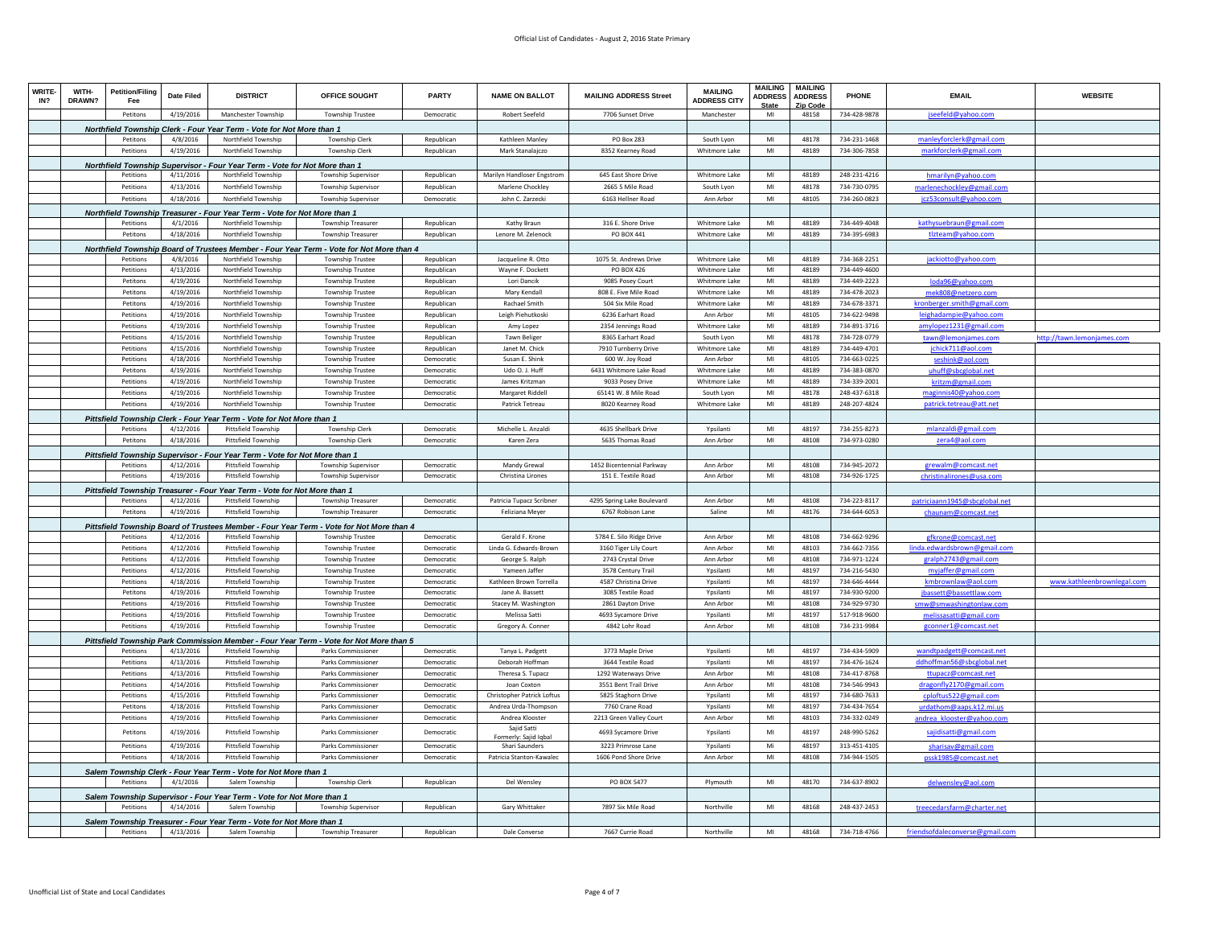| WRITE-IN? | WITH-DRAWN? | Petition/Filing Fee | Date Filed | DISTRICT | OFFICE SOUGHT | PARTY | NAME ON BALLOT | MAILING ADDRESS Street | MAILING ADDRESS CITY | MAILING ADDRESS State | MAILING ADDRESS Zip Code | PHONE | EMAIL | WEBSITE |
|---|---|---|---|---|---|---|---|---|---|---|---|---|---|---|
| | | Petitons | 4/19/2016 | Manchester Township | Township Trustee | Democratic | Robert Seefeld | 7706 Sunset Drive | Manchester | MI | 48158 | 734-428-9878 | jseefeld@yahoo.com | |
| | | *Northfield Township Clerk - Four Year Term - Vote for Not More than 1* | | | | | | | | | | | | |
| | | Petitons | 4/8/2016 | Northfield Township | Township Clerk | Republican | Kathleen Manley | PO Box 283 | South Lyon | MI | 48178 | 734-231-1468 | manleyforclerk@gmail.com | |
| | | Petitions | 4/19/2016 | Northfield Township | Township Clerk | Republican | Mark Stanalajczo | 8352 Kearney Road | Whitmore Lake | MI | 48189 | 734-306-7858 | markforclerk@gmail.com | |
| | | *Northfield Township Supervisor - Four Year Term - Vote for Not More than 1* | | | | | | | | | | | | |
| | | Petitions | 4/11/2016 | Northfield Township | Township Supervisor | Republican | Marilyn Handloser Engstrom | 645 East Shore Drive | Whitmore Lake | MI | 48189 | 248-231-4216 | hmarilyn@yahoo.com | |
| | | Petitions | 4/13/2016 | Northfield Township | Township Supervisor | Republican | Marlene Chockley | 2665 5 Mile Road | South Lyon | MI | 48178 | 734-730-0795 | marlenechockley@gmail.com | |
| | | Petitions | 4/18/2016 | Northfield Township | Township Supervisor | Democratic | John C. Zarzecki | 6163 Hellner Road | Ann Arbor | MI | 48105 | 734-260-0823 | jcz53consult@yahoo.com | |
| | | *Northfield Township Treasurer - Four Year Term - Vote for Not More than 1* | | | | | | | | | | | | |
| | | Petitions | 4/1/2016 | Northfield Township | Township Treasurer | Republican | Kathy Braun | 316 E. Shore Drive | Whitmore Lake | MI | 48189 | 734-449-4048 | kathysuebraun@gmail.com | |
| | | Petitons | 4/18/2016 | Northfield Township | Township Treasurer | Republican | Lenore M. Zelenock | PO BOX 441 | Whitmore Lake | MI | 48189 | 734-395-6983 | tlzteam@yahoo.com | |
| | | *Northfield Township Board of Trustees Member - Four Year Term - Vote for Not More than 4* | | | | | | | | | | | | |
| | | Petitions | 4/8/2016 | Northfield Township | Township Trustee | Republican | Jacqueline R. Otto | 1075 St. Andrews Drive | Whitmore Lake | MI | 48189 | 734-368-2251 | jackiotto@yahoo.com | |
| | | Petitions | 4/13/2016 | Northfield Township | Township Trustee | Republican | Wayne F. Dockett | PO BOX 426 | Whitmore Lake | MI | 48189 | 734-449-4600 | | |
| | | Petitons | 4/19/2016 | Northfield Township | Township Trustee | Republican | Lori Dancik | 9085 Posey Court | Whitmore Lake | MI | 48189 | 734-449-2223 | loda96@yahoo.com | |
| | | Petitons | 4/19/2016 | Northfield Township | Township Trustee | Republican | Mary Kendall | 808 E. Five Mile Road | Whitmore Lake | MI | 48189 | 734-478-2023 | mek808@netzero.com | |
| | | Petitons | 4/19/2016 | Northfield Township | Township Trustee | Republican | Rachael Smith | 504 Six Mile Road | Whitmore Lake | MI | 48189 | 734-678-3371 | kronberger.smith@gmail.com | |
| | | Petitions | 4/19/2016 | Northfield Township | Township Trustee | Republican | Leigh Piehutkoski | 6236 Earhart Road | Ann Arbor | MI | 48105 | 734-622-9498 | leighadampie@yahoo.com | |
| | | Petitions | 4/19/2016 | Northfield Township | Township Trustee | Republican | Amy Lopez | 2354 Jennings Road | Whitmore Lake | MI | 48189 | 734-891-3716 | amylopez1231@gmail.com | |
| | | Petitions | 4/15/2016 | Northfield Township | Township Trustee | Republican | Tawn Beliger | 8365 Earhart Road | South Lyon | MI | 48178 | 734-728-0779 | tawn@lemonjames.com | http://tawn.lemonjames.com |
| | | Petitions | 4/15/2016 | Northfield Township | Township Trustee | Republican | Janet M. Chick | 7910 Turnberry Drive | Whitmore Lake | MI | 48189 | 734-449-4701 | jchick711@aol.com | |
| | | Petitions | 4/18/2016 | Northfield Township | Township Trustee | Democratic | Susan E. Shink | 600 W. Joy Road | Ann Arbor | MI | 48105 | 734-663-0225 | seshink@aol.com | |
| | | Petitons | 4/19/2016 | Northfield Township | Township Trustee | Democratic | Udo O. J. Huff | 6431 Whitmore Lake Road | Whitmore Lake | MI | 48189 | 734-383-0870 | uhuff@sbcglobal.net | |
| | | Petitions | 4/19/2016 | Northfield Township | Township Trustee | Democratic | James Kritzman | 9033 Posey Drive | Whitmore Lake | MI | 48189 | 734-339-2001 | kritzm@gmail.com | |
| | | Petitions | 4/19/2016 | Northfield Township | Township Trustee | Democratic | Margaret Riddell | 65141 W. 8 Mile Road | South Lyon | MI | 48178 | 248-437-6318 | maginnis40@yahoo.com | |
| | | Petitions | 4/19/2016 | Northfield Township | Township Trustee | Democratic | Patrick Tetreau | 8020 Kearney Road | Whitmore Lake | MI | 48189 | 248-207-4824 | patrick.tetreau@att.net | |
| | | *Pittsfield Township Clerk - Four Year Term - Vote for Not More than 1* | | | | | | | | | | | | |
| | | Petitions | 4/12/2016 | Pittsfield Township | Township Clerk | Democratic | Michelle L. Anzaldi | 4635 Shellbark Drive | Ypsilanti | MI | 48197 | 734-255-8273 | mlanzaldi@gmail.com | |
| | | Petitons | 4/18/2016 | Pittsfield Township | Township Clerk | Democratic | Karen Zera | 5635 Thomas Road | Ann Arbor | MI | 48108 | 734-973-0280 | zera4@aol.com | |
| | | *Pittsfield Township Supervisor - Four Year Term - Vote for Not More than 1* | | | | | | | | | | | | |
| | | Petitions | 4/12/2016 | Pittsfield Township | Township Supervisor | Democratic | Mandy Grewal | 1452 Bicentennial Parkway | Ann Arbor | MI | 48108 | 734-945-2072 | grewalm@comcast.net | |
| | | Petitions | 4/19/2016 | Pittsfield Township | Township Supervisor | Democratic | Christina Lirones | 151 E. Textile Road | Ann Arbor | MI | 48108 | 734-926-1725 | christinalirones@usa.com | |
| | | *Pittsfield Township Treasurer - Four Year Term - Vote for Not More than 1* | | | | | | | | | | | | |
| | | Petitions | 4/12/2016 | Pittsfield Township | Township Treasurer | Democratic | Patricia Tupacz Scribner | 4295 Spring Lake Boulevard | Ann Arbor | MI | 48108 | 734-223-8117 | patriciaann1945@sbcglobal.net | |
| | | Petitons | 4/19/2016 | Pittsfield Township | Township Treasurer | Democratic | Feliziana Meyer | 6767 Robison Lane | Saline | MI | 48176 | 734-644-6053 | chaunam@comcast.net | |
| | | *Pittsfield Township Board of Trustees Member - Four Year Term - Vote for Not More than 4* | | | | | | | | | | | | |
| | | Petitions | 4/12/2016 | Pittsfield Township | Township Trustee | Democratic | Gerald F. Krone | 5784 E. Silo Ridge Drive | Ann Arbor | MI | 48108 | 734-662-9296 | gfkrone@comcast.net | |
| | | Petitions | 4/12/2016 | Pittsfield Township | Township Trustee | Democratic | Linda G. Edwards-Brown | 3160 Tiger Lily Court | Ann Arbor | MI | 48103 | 734-662-7356 | linda.edwardsbrown@gmail.com | |
| | | Petitions | 4/12/2016 | Pittsfield Township | Township Trustee | Democratic | George S. Ralph | 2743 Crystal Drive | Ann Arbor | MI | 48108 | 734-971-1224 | gralph2743@gmail.com | |
| | | Petitions | 4/12/2016 | Pittsfield Township | Township Trustee | Democratic | Yameen Jaffer | 3578 Century Trail | Ypsilanti | MI | 48197 | 734-216-5430 | myjaffer@gmail.com | |
| | | Petitions | 4/18/2016 | Pittsfield Township | Township Trustee | Democratic | Kathleen Brown Torrella | 4587 Christina Drive | Ypsilanti | MI | 48197 | 734-646-4444 | kmbrownlaw@aol.com | www.kathleenbrownlegal.com |
| | | Petitons | 4/19/2016 | Pittsfield Township | Township Trustee | Democratic | Jane A. Bassett | 3085 Textile Road | Ypsilanti | MI | 48197 | 734-930-9200 | jbassett@bassettlaw.com | |
| | | Petitions | 4/19/2016 | Pittsfield Township | Township Trustee | Democratic | Stacey M. Washington | 2861 Dayton Drive | Ann Arbor | MI | 48108 | 734-929-9730 | smw@smwashingtonlaw.com | |
| | | Petitions | 4/19/2016 | Pittsfield Township | Township Trustee | Democratic | Melissa Satti | 4693 Sycamore Drive | Ypsilanti | MI | 48197 | 517-918-9600 | melissasatti@gmail.com | |
| | | Petitions | 4/19/2016 | Pittsfield Township | Township Trustee | Democratic | Gregory A. Conner | 4842 Lohr Road | Ann Arbor | MI | 48108 | 734-231-9984 | gconner1@comcast.net | |
| | | *Pittsfield Township Park Commission Member - Four Year Term - Vote for Not More than 5* | | | | | | | | | | | | |
| | | Petitions | 4/13/2016 | Pittsfield Township | Parks Commissioner | Democratic | Tanya L. Padgett | 3773 Maple Drive | Ypsilanti | MI | 48197 | 734-434-5909 | wandtpadgett@comcast.net | |
| | | Petitions | 4/13/2016 | Pittsfield Township | Parks Commissioner | Democratic | Deborah Hoffman | 3644 Textile Road | Ypsilanti | MI | 48197 | 734-476-1624 | ddhoffman56@sbcglobal.net | |
| | | Petitions | 4/13/2016 | Pittsfield Township | Parks Commissioner | Democratic | Theresa S. Tupacz | 1292 Waterways Drive | Ann Arbor | MI | 48108 | 734-417-8768 | ttupacz@comcast.net | |
| | | Petitions | 4/14/2016 | Pittsfield Township | Parks Commissioner | Democratic | Joan Coxton | 3551 Bent Trail Drive | Ann Arbor | MI | 48108 | 734-546-9943 | dragonfly2170@gmail.com | |
| | | Petitions | 4/15/2016 | Pittsfield Township | Parks Commissioner | Democratic | Christopher Patrick Loftus | 5825 Staghorn Drive | Ypsilanti | MI | 48197 | 734-680-7633 | cploftus522@gmail.com | |
| | | Petitons | 4/18/2016 | Pittsfield Township | Parks Commissioner | Democratic | Andrea Urda-Thompson | 7760 Crane Road | Ypsilanti | MI | 48197 | 734-434-7654 | urdathom@aaps.k12.mi.us | |
| | | Petitions | 4/19/2016 | Pittsfield Township | Parks Commissioner | Democratic | Andrea Klooster | 2213 Green Valley Court | Ann Arbor | MI | 48103 | 734-332-0249 | andrea_klooster@yahoo.com | |
| | | Petitons | 4/19/2016 | Pittsfield Township | Parks Commissioner | Democratic | Sajid Satti Formerly: Sajid Iqbal | 4693 Sycamore Drive | Ypsilanti | MI | 48197 | 248-990-5262 | sajidisatti@gmail.com | |
| | | Petitions | 4/19/2016 | Pittsfield Township | Parks Commissioner | Democratic | Shari Saunders | 3223 Primrose Lane | Ypsilanti | MI | 48197 | 313-451-4105 | sharisav@gmail.com | |
| | | Petitions | 4/18/2016 | Pittsfield Township | Parks Commissioner | Democratic | Patricia Stanton-Kawalec | 1606 Pond Shore Drive | Ann Arbor | MI | 48108 | 734-944-1505 | pssk1985@comcast.net | |
| | | *Salem Township Clerk - Four Year Term - Vote for Not More than 1* | | | | | | | | | | | | |
| | | Petitions | 4/1/2016 | Salem Township | Township Clerk | Republican | Del Wensley | PO BOX 5477 | Plymouth | MI | 48170 | 734-637-8902 | delwensley@aol.com | |
| | | *Salem Township Supervisor - Four Year Term - Vote for Not More than 1* | | | | | | | | | | | | |
| | | Petitions | 4/14/2016 | Salem Township | Township Supervisor | Republican | Gary Whittaker | 7897 Six Mile Road | Northville | MI | 48168 | 248-437-2453 | treecedarsfarm@charter.net | |
| | | *Salem Township Treasurer - Four Year Term - Vote for Not More than 1* | | | | | | | | | | | | |
| | | Petitions | 4/13/2016 | Salem Township | Township Treasurer | Republican | Dale Converse | 7667 Currie Road | Northville | MI | 48168 | 734-718-4766 | friendsofdaleconverse@gmail.com | |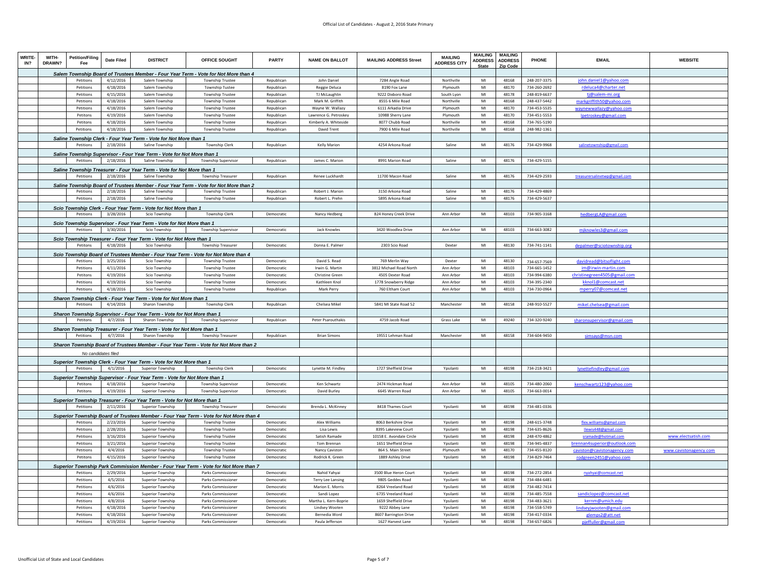Official List of Candidates - August 2, 2016 State Primary

| WRITE-IN? | WITH-DRAWN? | Petition/Filing Fee | Date Filed | DISTRICT | OFFICE SOUGHT | PARTY | NAME ON BALLOT | MAILING ADDRESS Street | MAILING ADDRESS CITY | MAILING ADDRESS State | MAILING ADDRESS Zip Code | PHONE | EMAIL | WEBSITE |
|---|---|---|---|---|---|---|---|---|---|---|---|---|---|---|
| | | *Salem Township Board of Trustees Member - Four Year Term - Vote for Not More than 4* | | | | | | | | | | | | |
| | | Petitions | 4/12/2016 | Salem Township | Township Trustee | Republican | John Daniel | 7284 Angle Road | Northville | MI | 48168 | 248-207-3375 | john.daniel1@yahoo.com | |
| | | Petitions | 4/18/2016 | Salem Township | Township Trustee | Republican | Reggie Deluca | 8190 Fox Lane | Plymouth | MI | 48170 | 734-260-2692 | rdeluca4@charter.net | |
| | | Petitions | 4/15/2016 | Salem Township | Township Trustee | Republican | TJ McLaughlin | 9222 Dixboro Road | South Lyon | MI | 48178 | 248-819-6637 | tj@salem-mi.org | |
| | | Petitions | 4/18/2016 | Salem Township | Township Trustee | Republican | Mark M. Griffith | 8555 6 Mile Road | Northville | MI | 48168 | 248-437-5442 | markgriffith50@yahoo.com | |
| | | Petitions | 4/18/2016 | Salem Township | Township Trustee | Republican | Wayne W. Wallazy | 6111 Arkadia Drive | Plymouth | MI | 48170 | 734-453-5535 | waynewwallazy@yahoo.com | |
| | | Petitons | 4/19/2016 | Salem Township | Township Trustee | Republican | Lawrence G. Petroskey | 10988 Sherry Lane | Plymouth | MI | 48170 | 734-451-5553 | lpetroskey@gmail.com | |
| | | Petitons | 4/18/2016 | Salem Township | Township Trustee | Republican | Kimberly A. Whiteside | 8077 Chubb Road | Northville | MI | 48168 | 734-765-5190 | | |
| | | Petitions | 4/18/2016 | Salem Township | Township Trustee | Republican | David Trent | 7900 6 Mile Road | Northville | MI | 48168 | 248-982-1361 | | |
| | | *Saline Township Clerk - Four Year Term - Vote for Not More than 1* | | | | | | | | | | | | |
| | | Petitions | 2/18/2016 | Saline Township | Township Clerk | Republican | Kelly Marion | 4254 Arkona Road | Saline | MI | 48176 | 734-429-9968 | salinetownship@gmail.com | |
| | | *Saline Township Supervisor - Four Year Term - Vote for Not More than 1* | | | | | | | | | | | | |
| | | Petitions | 2/18/2016 | Saline Township | Township Supervisor | Republican | James C. Marion | 8991 Marion Road | Saline | MI | 48176 | 734-429-5155 | | |
| | | *Saline Township Treasurer - Four Year Term - Vote for Not More than 1* | | | | | | | | | | | | |
| | | Petitions | 2/18/2016 | Saline Township | Township Treasurer | Republican | Renee Luckhardt | 11700 Macon Road | Saline | MI | 48176 | 734-429-2593 | treasurersalinetwp@gmail.com | |
| | | *Saline Township Board of Trustees Member - Four Year Term - Vote for Not More than 2* | | | | | | | | | | | | |
| | | Petitions | 2/18/2016 | Saline Township | Township Trustee | Republican | Robert J. Marion | 3150 Arkona Road | Saline | MI | 48176 | 734-429-4869 | | |
| | | Petitions | 2/18/2016 | Saline Township | Township Trustee | Republican | Robert L. Prehn | 5895 Arkona Road | Saline | MI | 48176 | 734-429-5637 | | |
| | | *Scio Township Clerk - Four Year Term - Vote for Not More than 1* | | | | | | | | | | | | |
| | | Petitions | 3/28/2016 | Scio Township | Township Clerk | Democratic | Nancy Hedberg | 824 Honey Creek Drive | Ann Arbor | MI | 48103 | 734-905-3168 | hedbergLA@gmail.com | |
| | | *Scio Township Supervisor - Four Year Term - Vote for Not More than 1* | | | | | | | | | | | | |
| | | Petitions | 3/30/2016 | Scio Township | Township Supervisor | Democratic | Jack Knowles | 3420 Woodlea Drive | Ann Arbor | MI | 48103 | 734-663-3082 | mjknowles3@gmail.com | |
| | | *Scio Township Treasurer - Four Year Term - Vote for Not More than 1* | | | | | | | | | | | | |
| | | Petitons | 4/18/2016 | Scio Township | Township Treasurer | Democratic | Donna E. Palmer | 2303 Scio Road | Dexter | MI | 48130 | 734-741-1141 | depalmer@sciotownship.org | |
| | | *Scio Township Board of Trustees Member - Four Year Term - Vote for Not More than 4* | | | | | | | | | | | | |
| | | Petitions | 3/25/2016 | Scio Township | Township Trustee | Democratic | David S. Read | 769 Merlin Way | Dexter | MI | 48130 | 734-657-7569 | davidread@bitsoflight.com | |
| | | Petitions | 4/11/2016 | Scio Township | Township Trustee | Democratic | Irwin G. Martin | 3812 Michael Road North | Ann Arbor | MI | 48103 | 734-665-1452 | im@irwin-martin.com | |
| | | Petitons | 4/19/2016 | Scio Township | Township Trustee | Democratic | Christine Green | 4505 Dexter Road | Ann Arbor | MI | 48103 | 734-994-6380 | christinegreen4505@gmail.com | |
| | | Petitions | 4/19/2016 | Scio Township | Township Trustee | Democratic | Kathleen Knol | 1778 Snowberry Ridge | Ann Arbor | MI | 48103 | 734-395-2340 | kknol1@comcast.net | |
| | | Petitions | 4/18/2016 | Scio Township | Township Trustee | Republican | Mark Perry | 760 Eltham Court | Ann Arbor | MI | 48103 | 734-730-0964 | mperry07@comcast.net | |
| | | *Sharon Township Clerk - Four Year Term - Vote for Not More than 1* | | | | | | | | | | | | |
| | | Petitions | 4/14/2016 | Sharon Township | Township Clerk | Republican | Chelsea Mikel | 5841 MI State Road 52 | Manchester | MI | 48158 | 248-910-5527 | mikel.chelsea@gmail.com | |
| | | *Sharon Township Supervisor - Four Year Term - Vote for Not More than 1* | | | | | | | | | | | | |
| | | Petitons | 4/7/2016 | Sharon Township | Township Supervisor | Republican | Peter Psarouthakis | 4759 Jacob Road | Grass Lake | MI | 49240 | 734-320-9240 | sharonsupervisor@gmail.com | |
| | | *Sharon Township Treasurer - Four Year Term - Vote for Not More than 1* | | | | | | | | | | | | |
| | | Petitions | 4/7/2016 | Sharon Township | Township Treasurer | Republican | Brian Simons | 19551 Lehman Road | Manchester | MI | 48158 | 734-604-9450 | simsays@msn.com | |
| | | *Sharon Township Board of Trustees Member - Four Year Term - Vote for Not More than 2* | | | | | | | | | | | | |
| | | *No candidates filed* | | | | | | | | | | | | |
| | | *Superior Township Clerk - Four Year Term - Vote for Not More than 1* | | | | | | | | | | | | |
| | | Petitions | 4/1/2016 | Superior Township | Township Clerk | Democratic | Lynette M. Findley | 1727 Sheffield Drive | Ypsilanti | MI | 48198 | 734-218-3421 | lynettefindley@gmail.com | |
| | | *Superior Township Supervisor - Four Year Term - Vote for Not More than 1* | | | | | | | | | | | | |
| | | Petitons | 4/18/2016 | Superior Township | Township Supervisor | Democratic | Ken Schwartz | 2474 Hickman Road | Ann Arbor | MI | 48105 | 734-480-2060 | kenschwartz123@yahoo.com | |
| | | Petitons | 4/19/2016 | Superior Township | Township Supervisor | Democratic | David Burley | 6645 Warren Road | Ann Arbor | MI | 48105 | 734-663-0014 | | |
| | | *Superior Township Treasurer - Four Year Term - Vote for Not More than 1* | | | | | | | | | | | | |
| | | Petitions | 2/11/2016 | Superior Township | Township Treasurer | Democratic | Brenda L. McKinney | 8418 Thames Court | Ypsilanti | MI | 48198 | 734-481-0336 | | |
| | | *Superior Township Board of Trustees Member - Four Year Term - Vote for Not More than 4* | | | | | | | | | | | | |
| | | Petitions | 2/23/2016 | Superior Township | Township Trustee | Democratic | Alex Williams | 8063 Berkshire Drive | Ypsilanti | MI | 48198 | 248-615-3748 | flex.williams@gmail.com | |
| | | Petitions | 2/28/2016 | Superior Township | Township Trustee | Democratic | Lisa Lewis | 8395 Lakeview Court | Ypsilanti | MI | 48198 | 734-635-8626 | llewis448@gmail.com | |
| | | Petitions | 3/16/2016 | Superior Township | Township Trustee | Democratic | Satish Ramade | 10158 E. Avondale Circle | Ypsilanti | MI | 48198 | 248-470-4862 | sramade@hotmail.com | www.electsatish.com |
| | | Petitions | 3/21/2016 | Superior Township | Township Trustee | Democratic | Tom Brennan | 1651 Sheffield Drive | Ypsilanti | MI | 48198 | 734-945-4837 | brennan4superior@outlook.com | |
| | | Petitions | 4/4/2016 | Superior Township | Township Trustee | Democratic | Nancy Caviston | 864 S. Main Street | Plymouth | MI | 48170 | 734-455-8120 | caviston@cavistonagency.com | www.cavistonagency.com |
| | | Petitons | 4/15/2016 | Superior Township | Township Trustee | Democratic | Rodrick K. Green | 1889 Ashley Drive | Ypsilanti | MI | 48198 | 734-829-7464 | rodgreen2451@yahoo.com | |
| | | *Superior Township Park Commission Member - Four Year Term - Vote for Not More than 7* | | | | | | | | | | | | |
| | | Petitions | 2/29/2016 | Superior Township | Parks Commissioner | Democratic | Nahid Yahyai | 3500 Blue Heron Court | Ypsilanti | MI | 48198 | 734-272-2854 | nyahyai@comcast.net | |
| | | Petitions | 4/5/2016 | Superior Township | Parks Commissioner | Democratic | Terry Lee Lansing | 9805 Geddes Road | Ypsilanti | MI | 48198 | 734-484-6481 | | |
| | | Petitions | 4/6/2016 | Superior Township | Parks Commissioner | Democratic | Marion E. Morris | 8264 Vreeland Road | Ypsilanti | MI | 48198 | 734-482-7414 | | |
| | | Petitions | 4/6/2016 | Superior Township | Parks Commissioner | Democratic | Sandi Lopez | 6735 Vreeland Road | Ypsilanti | MI | 48198 | 734-485-7558 | sandiclopez@comcast.net | |
| | | Petitions | 4/8/2016 | Superior Township | Parks Commissioner | Democratic | Martha L. Kern-Boprie | 1659 Sheffield Drive | Ypsilanti | MI | 48198 | 734-483-3621 | kernm@umich.edu | |
| | | Petitions | 4/18/2016 | Superior Township | Parks Commissioner | Democratic | Lindsey Wooten | 9222 Abbey Lane | Ypsilanti | MI | 48198 | 734-558-5749 | lindseyjwooten@gmail.com | |
| | | Petitions | 4/18/2016 | Superior Township | Parks Commissioner | Democratic | Bernedia Word | 8607 Barrington Drive | Ypsilanti | MI | 48198 | 734-417-0334 | glemps2@att.net | |
| | | Petitions | 4/19/2016 | Superior Township | Parks Commissioner | Democratic | Paula Jefferson | 1627 Harvest Lane | Ypsilanti | MI | 48198 | 734-657-6826 | pjeffuller@gmail.com | |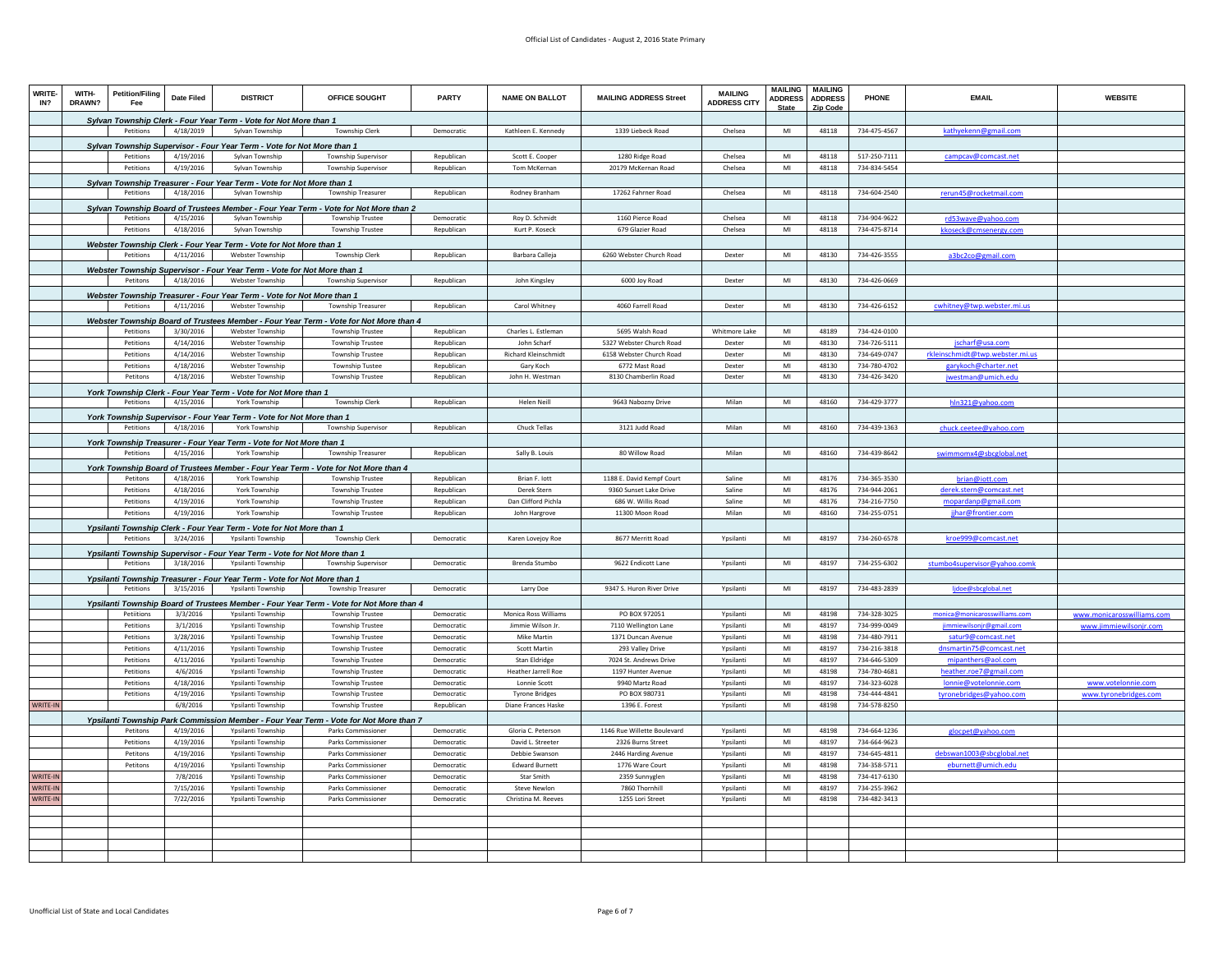| WRITE-IN? | WITH-DRAWN? | Petition/Filing Fee | Date Filed | DISTRICT | OFFICE SOUGHT | PARTY | NAME ON BALLOT | MAILING ADDRESS Street | MAILING ADDRESS CITY | MAILING ADDRESS State | MAILING ADDRESS Zip Code | PHONE | EMAIL | WEBSITE |
|---|---|---|---|---|---|---|---|---|---|---|---|---|---|---|
| | | *Sylvan Township Clerk - Four Year Term - Vote for Not More than 1* | | | | | | | | | | | | |
| | | Petitions | 4/18/2019 | Sylvan Township | Township Clerk | Democratic | Kathleen E. Kennedy | 1339 Liebeck Road | Chelsea | MI | 48118 | 734-475-4567 | kathyekenn@gmail.com | |
| | | *Sylvan Township Supervisor - Four Year Term - Vote for Not More than 1* | | | | | | | | | | | | |
| | | Petitions | 4/19/2016 | Sylvan Township | Township Supervisor | Republican | Scott E. Cooper | 1280 Ridge Road | Chelsea | MI | 48118 | 517-250-7111 | campcav@comcast.net | |
| | | Petitions | 4/19/2016 | Sylvan Township | Township Supervisor | Republican | Tom McKernan | 20179 McKernan Road | Chelsea | MI | 48118 | 734-834-5454 | | |
| | | *Sylvan Township Treasurer - Four Year Term - Vote for Not More than 1* | | | | | | | | | | | | |
| | | Petitions | 4/18/2016 | Sylvan Township | Township Treasurer | Republican | Rodney Branham | 17262 Fahrner Road | Chelsea | MI | 48118 | 734-604-2540 | rerun45@rocketmail.com | |
| | | *Sylvan Township Board of Trustees Member - Four Year Term - Vote for Not More than 2* | | | | | | | | | | | | |
| | | Petitions | 4/15/2016 | Sylvan Township | Township Trustee | Democratic | Roy D. Schmidt | 1160 Pierce Road | Chelsea | MI | 48118 | 734-904-9622 | rd53wave@yahoo.com | |
| | | Petitions | 4/18/2016 | Sylvan Township | Township Trustee | Republican | Kurt P. Koseck | 679 Glazier Road | Chelsea | MI | 48118 | 734-475-8714 | kkoseck@cmsenergy.com | |
| | | *Webster Township Clerk - Four Year Term - Vote for Not More than 1* | | | | | | | | | | | | |
| | | Petitions | 4/11/2016 | Webster Township | Township Clerk | Republican | Barbara Calleja | 6260 Webster Church Road | Dexter | MI | 48130 | 734-426-3555 | a3bc2co@gmail.com | |
| | | *Webster Township Supervisor - Four Year Term - Vote for Not More than 1* | | | | | | | | | | | | |
| | | Petitons | 4/18/2016 | Webster Township | Township Supervisor | Republican | John Kingsley | 6000 Joy Road | Dexter | MI | 48130 | 734-426-0669 | | |
| | | *Webster Township Treasurer - Four Year Term - Vote for Not More than 1* | | | | | | | | | | | | |
| | | Petitions | 4/11/2016 | Webster Township | Township Treasurer | Republican | Carol Whitney | 4060 Farrell Road | Dexter | MI | 48130 | 734-426-6152 | cwhitney@twp.webster.mi.us | |
| | | *Webster Township Board of Trustees Member - Four Year Term - Vote for Not More than 4* | | | | | | | | | | | | |
| | | Petitions | 3/30/2016 | Webster Township | Township Trustee | Republican | Charles L. Estleman | 5695 Walsh Road | Whitmore Lake | MI | 48189 | 734-424-0100 | | |
| | | Petitions | 4/14/2016 | Webster Township | Township Trustee | Republican | John Scharf | 5327 Webster Church Road | Dexter | MI | 48130 | 734-726-5111 | jscharf@usa.com | |
| | | Petitions | 4/14/2016 | Webster Township | Township Trustee | Republican | Richard Kleinschmidt | 6158 Webster Church Road | Dexter | MI | 48130 | 734-649-0747 | rkleinschmidt@twp.webster.mi.us | |
| | | Petitions | 4/18/2016 | Webster Township | Township Tustee | Republican | Gary Koch | 6772 Mast Road | Dexter | MI | 48130 | 734-780-4702 | garykoch@charter.net | |
| | | Petitons | 4/18/2016 | Webster Township | Township Trustee | Republican | John H. Westman | 8130 Chamberlin Road | Dexter | MI | 48130 | 734-426-3420 | jwestman@umich.edu | |
| | | *York Township Clerk - Four Year Term - Vote for Not More than 1* | | | | | | | | | | | | |
| | | Petitions | 4/15/2016 | York Township | Township Clerk | Republican | Helen Neill | 9643 Nabozny Drive | Milan | MI | 48160 | 734-429-3777 | hln321@yahoo.com | |
| | | *York Township Supervisor - Four Year Term - Vote for Not More than 1* | | | | | | | | | | | | |
| | | Petitions | 4/18/2016 | York Township | Township Supervisor | Republican | Chuck Tellas | 3121 Judd Road | Milan | MI | 48160 | 734-439-1363 | chuck.ceetee@yahoo.com | |
| | | *York Township Treasurer - Four Year Term - Vote for Not More than 1* | | | | | | | | | | | | |
| | | Petitions | 4/15/2016 | York Township | Township Treasurer | Republican | Sally B. Louis | 80 Willow Road | Milan | MI | 48160 | 734-439-8642 | swimmomx4@sbcglobal.net | |
| | | *York Township Board of Trustees Member - Four Year Term - Vote for Not More than 4* | | | | | | | | | | | | |
| | | Petitons | 4/18/2016 | York Township | Township Trustee | Republican | Brian F. Iott | 1188 E. David Kempf Court | Saline | MI | 48176 | 734-365-3530 | brian@iott.com | |
| | | Petitions | 4/18/2016 | York Township | Township Trustee | Republican | Derek Stern | 9360 Sunset Lake Drive | Saline | MI | 48176 | 734-944-2061 | derek.stern@comcast.net | |
| | | Petitions | 4/19/2016 | York Township | Township Trustee | Republican | Dan Clifford Pichla | 686 W. Willis Road | Saline | MI | 48176 | 734-216-7750 | mopardanp@gmail.com | |
| | | Petitions | 4/19/2016 | York Township | Township Trustee | Republican | John Hargrove | 11300 Moon Road | Milan | MI | 48160 | 734-255-0751 | jjhar@frontier.com | |
| | | *Ypsilanti Township Clerk - Four Year Term - Vote for Not More than 1* | | | | | | | | | | | | |
| | | Petitions | 3/24/2016 | Ypsilanti Township | Township Clerk | Democratic | Karen Lovejoy Roe | 8677 Merritt Road | Ypsilanti | MI | 48197 | 734-260-6578 | kroe999@comcast.net | |
| | | *Ypsilanti Township Supervisor - Four Year Term - Vote for Not More than 1* | | | | | | | | | | | | |
| | | Petitions | 3/18/2016 | Ypsilanti Township | Township Supervisor | Democratic | Brenda Stumbo | 9622 Endicott Lane | Ypsilanti | MI | 48197 | 734-255-6302 | stumbo4supervisor@yahoo.comk | |
| | | *Ypsilanti Township Treasurer - Four Year Term - Vote for Not More than 1* | | | | | | | | | | | | |
| | | Petitions | 3/15/2016 | Ypsilanti Township | Township Treasurer | Democratic | Larry Doe | 9347 S. Huron River Drive | Ypsilanti | MI | 48197 | 734-483-2839 | ljdoe@sbcglobal.net | |
| | | *Ypsilanti Township Board of Trustees Member - Four Year Term - Vote for Not More than 4* | | | | | | | | | | | | |
| | | Petiitions | 3/3/2016 | Ypsilanti Township | Township Trustee | Democratic | Monica Ross Williams | PO BOX 972051 | Ypsilanti | MI | 48198 | 734-328-3025 | monica@monicarosswilliams.com | www.monicarosswilliams.com |
| | | Petitions | 3/1/2016 | Ypsilanti Township | Township Trustee | Democratic | Jimmie Wilson Jr. | 7110 Wellington Lane | Ypsilanti | MI | 48197 | 734-999-0049 | jimmiewilsonjr@gmail.com | www.jimmiewilsonjr.com |
| | | Petitions | 3/28/2016 | Ypsilanti Township | Township Trustee | Democratic | Mike Martin | 1371 Duncan Avenue | Ypsilanti | MI | 48198 | 734-480-7911 | satur9@comcast.net | |
| | | Petitions | 4/11/2016 | Ypsilanti Township | Township Trustee | Democratic | Scott Martin | 293 Valley Drive | Ypsilanti | MI | 48197 | 734-216-3818 | dnsmartin75@comcast.net | |
| | | Petitions | 4/11/2016 | Ypsilanti Township | Township Trustee | Democratic | Stan Eldridge | 7024 St. Andrews Drive | Ypsilanti | MI | 48197 | 734-646-5309 | mipanthers@aol.com | |
| | | Petitions | 4/6/2016 | Ypsilanti Township | Township Trustee | Democratic | Heather Jarrell Roe | 1197 Hunter Avenue | Ypsilanti | MI | 48198 | 734-780-4681 | heather.roe7@gmail.com | |
| | | Petitions | 4/18/2016 | Ypsilanti Township | Township Trustee | Democratic | Lonnie Scott | 9940 Martz Road | Ypsilanti | MI | 48197 | 734-323-6028 | lonnie@votelonnie.com | www.votelonnie.com |
| | | Petitions | 4/19/2016 | Ypsilanti Township | Township Trustee | Democratic | Tyrone Bridges | PO BOX 980731 | Ypsilanti | MI | 48198 | 734-444-4841 | tyronebridges@yahoo.com | www.tyronebridges.com |
| WRITE-IN | | | 6/8/2016 | Ypsilanti Township | Township Trustee | Republican | Diane Frances Haske | 1396 E. Forest | Ypsilanti | MI | 48198 | 734-578-8250 | | |
| | | *Ypsilanti Township Park Commission Member - Four Year Term - Vote for Not More than 7* | | | | | | | | | | | | |
| | | Petitons | 4/19/2016 | Ypsilanti Township | Parks Commissioner | Democratic | Gloria C. Peterson | 1146 Rue Willette Boulevard | Ypsilanti | MI | 48198 | 734-664-1236 | glocpet@yahoo.com | |
| | | Petitions | 4/19/2016 | Ypsilanti Township | Parks Commissioner | Democratic | David L. Streeter | 2326 Burns Street | Ypsilanti | MI | 48197 | 734-664-9623 | | |
| | | Petitons | 4/19/2016 | Ypsilanti Township | Parks Commissioner | Democratic | Debbie Swanson | 2446 Harding Avenue | Ypsilanti | MI | 48197 | 734-645-4811 | debswan1003@sbcglobal.net | |
| | | Petitons | 4/19/2016 | Ypsilanti Township | Parks Commissioner | Democratic | Edward Burnett | 1776 Ware Court | Ypsilanti | MI | 48198 | 734-358-5711 | eburnett@umich.edu | |
| WRITE-IN | | | 7/8/2016 | Ypsilanti Township | Parks Commissioner | Democratic | Star Smith | 2359 Sunnyglen | Ypsilanti | MI | 48198 | 734-417-6130 | | |
| WRITE-IN | | | 7/15/2016 | Ypsilanti Township | Parks Commissioner | Democratic | Steve Newlon | 7860 Thornhill | Ypsilanti | MI | 48197 | 734-255-3962 | | |
| WRITE-IN | | | 7/22/2016 | Ypsilanti Township | Parks Commissioner | Democratic | Christina M. Reeves | 1255 Lori Street | Ypsilanti | MI | 48198 | 734-482-3413 | | |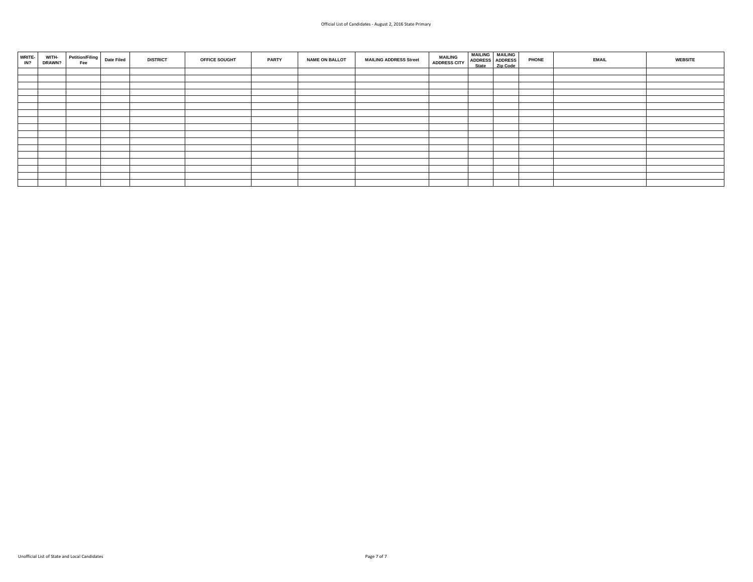| WRITE-IN? | WITH-DRAWN? | Petition/Filing Fee | Date Filed | DISTRICT | OFFICE SOUGHT | PARTY | NAME ON BALLOT | MAILING ADDRESS Street | MAILING ADDRESS CITY | MAILING ADDRESS State | MAILING ADDRESS Zip Code | PHONE | EMAIL | WEBSITE |
|---|---|---|---|---|---|---|---|---|---|---|---|---|---|---|
| | | | | | | | | | | | | | | |
| | | | | | | | | | | | | | | |
| | | | | | | | | | | | | | | |
| | | | | | | | | | | | | | | |
| | | | | | | | | | | | | | | |
| | | | | | | | | | | | | | | |
| | | | | | | | | | | | | | | |
| | | | | | | | | | | | | | | |
| | | | | | | | | | | | | | | |
| | | | | | | | | | | | | | | |
| | | | | | | | | | | | | | | |
| | | | | | | | | | | | | | | |
| | | | | | | | | | | | | | | |
| | | | | | | | | | | | | | | |
| | | | | | | | | | | | | | | |
| | | | | | | | | | | | | | | |
| | | | | | | | | | | | | | | |